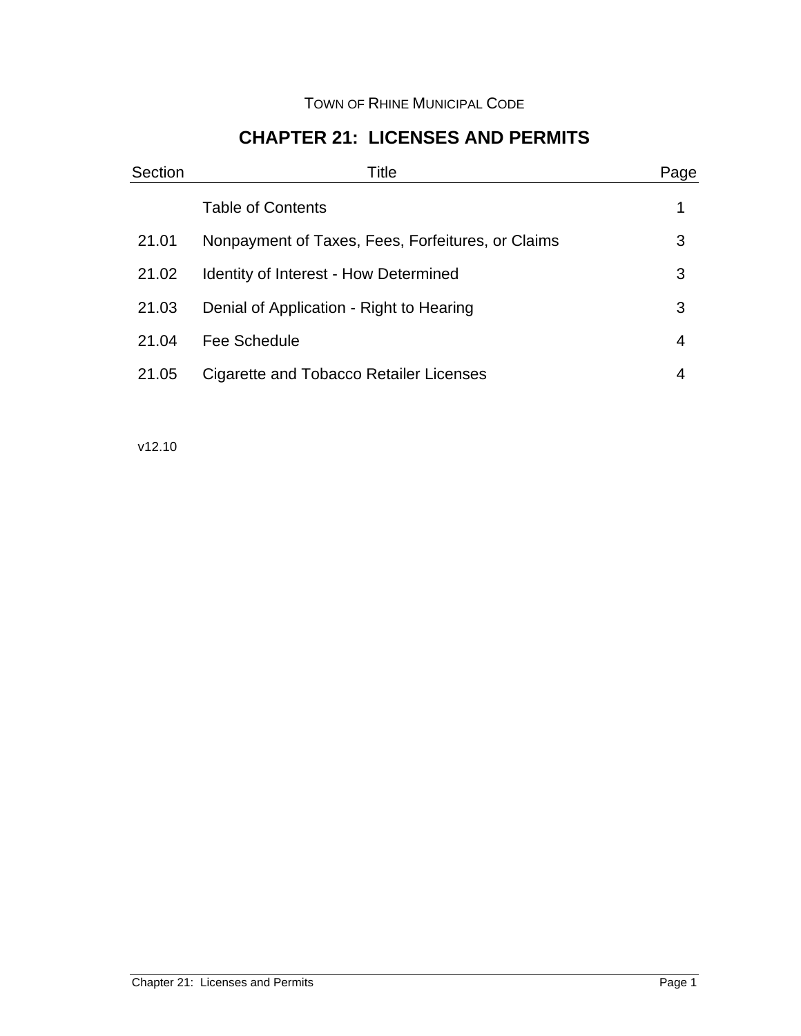TOWN OF RHINE MUNICIPAL CODE

# CHAPTER 21: LICENSES AND PERMITS

| Section | Title | Page |
|---|---|---|
| | Table of Contents | 1 |
| 21.01 | Nonpayment of Taxes, Fees, Forfeitures, or Claims | 3 |
| 21.02 | Identity of Interest - How Determined | 3 |
| 21.03 | Denial of Application - Right to Hearing | 3 |
| 21.04 | Fee Schedule | 4 |
| 21.05 | Cigarette and Tobacco Retailer Licenses | 4 |

v12.10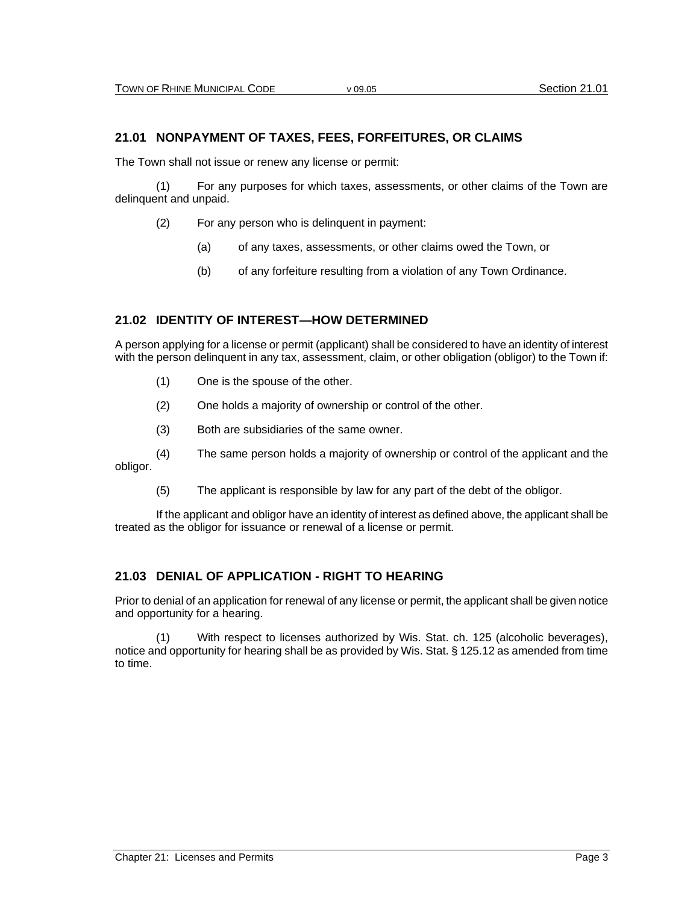## 21.01 NONPAYMENT OF TAXES, FEES, FORFEITURES, OR CLAIMS

The Town shall not issue or renew any license or permit:

(1) For any purposes for which taxes, assessments, or other claims of the Town are delinquent and unpaid.

(2) For any person who is delinquent in payment:

(a) of any taxes, assessments, or other claims owed the Town, or

(b) of any forfeiture resulting from a violation of any Town Ordinance.

## 21.02 IDENTITY OF INTEREST—HOW DETERMINED

A person applying for a license or permit (applicant) shall be considered to have an identity of interest with the person delinquent in any tax, assessment, claim, or other obligation (obligor) to the Town if:

(1) One is the spouse of the other.

(2) One holds a majority of ownership or control of the other.

(3) Both are subsidiaries of the same owner.

(4) The same person holds a majority of ownership or control of the applicant and the obligor.

(5) The applicant is responsible by law for any part of the debt of the obligor.

If the applicant and obligor have an identity of interest as defined above, the applicant shall be treated as the obligor for issuance or renewal of a license or permit.

## 21.03 DENIAL OF APPLICATION - RIGHT TO HEARING

Prior to denial of an application for renewal of any license or permit, the applicant shall be given notice and opportunity for a hearing.

(1) With respect to licenses authorized by Wis. Stat. ch. 125 (alcoholic beverages), notice and opportunity for hearing shall be as provided by Wis. Stat. § 125.12 as amended from time to time.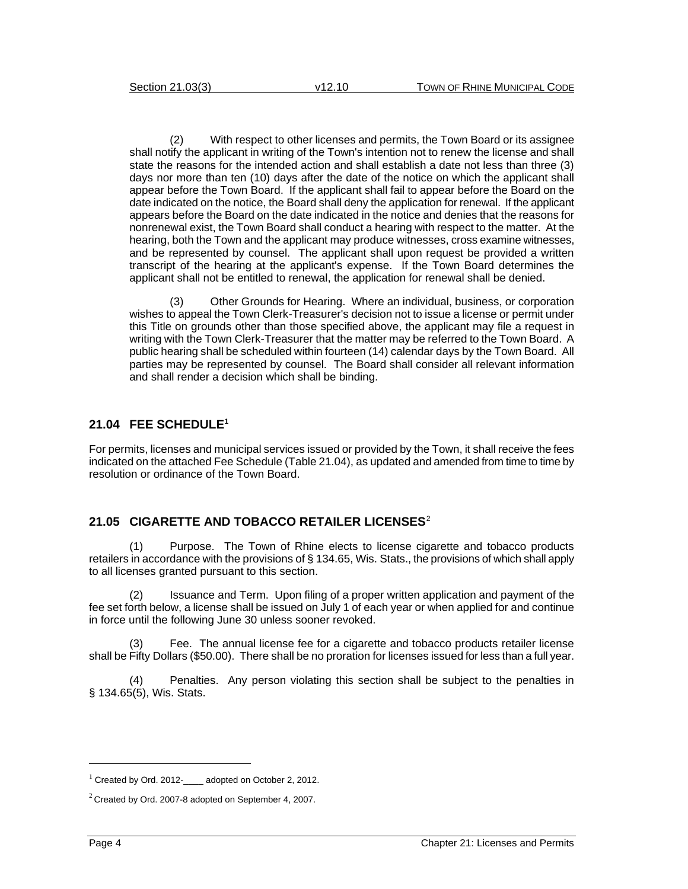(2) With respect to other licenses and permits, the Town Board or its assignee shall notify the applicant in writing of the Town's intention not to renew the license and shall state the reasons for the intended action and shall establish a date not less than three (3) days nor more than ten (10) days after the date of the notice on which the applicant shall appear before the Town Board. If the applicant shall fail to appear before the Board on the date indicated on the notice, the Board shall deny the application for renewal. If the applicant appears before the Board on the date indicated in the notice and denies that the reasons for nonrenewal exist, the Town Board shall conduct a hearing with respect to the matter. At the hearing, both the Town and the applicant may produce witnesses, cross examine witnesses, and be represented by counsel. The applicant shall upon request be provided a written transcript of the hearing at the applicant's expense. If the Town Board determines the applicant shall not be entitled to renewal, the application for renewal shall be denied.

(3) Other Grounds for Hearing. Where an individual, business, or corporation wishes to appeal the Town Clerk-Treasurer's decision not to issue a license or permit under this Title on grounds other than those specified above, the applicant may file a request in writing with the Town Clerk-Treasurer that the matter may be referred to the Town Board. A public hearing shall be scheduled within fourteen (14) calendar days by the Town Board. All parties may be represented by counsel. The Board shall consider all relevant information and shall render a decision which shall be binding.

## 21.04 FEE SCHEDULE[1]

For permits, licenses and municipal services issued or provided by the Town, it shall receive the fees indicated on the attached Fee Schedule (Table 21.04), as updated and amended from time to time by resolution or ordinance of the Town Board.

## 21.05 CIGARETTE AND TOBACCO RETAILER LICENSES[2]

(1) Purpose. The Town of Rhine elects to license cigarette and tobacco products retailers in accordance with the provisions of § 134.65, Wis. Stats., the provisions of which shall apply to all licenses granted pursuant to this section.

(2) Issuance and Term. Upon filing of a proper written application and payment of the fee set forth below, a license shall be issued on July 1 of each year or when applied for and continue in force until the following June 30 unless sooner revoked.

(3) Fee. The annual license fee for a cigarette and tobacco products retailer license shall be Fifty Dollars ($50.00). There shall be no proration for licenses issued for less than a full year.

(4) Penalties. Any person violating this section shall be subject to the penalties in § 134.65(5), Wis. Stats.

---

[1] Created by Ord. 2012-____ adopted on October 2, 2012.

[2] Created by Ord. 2007-8 adopted on September 4, 2007.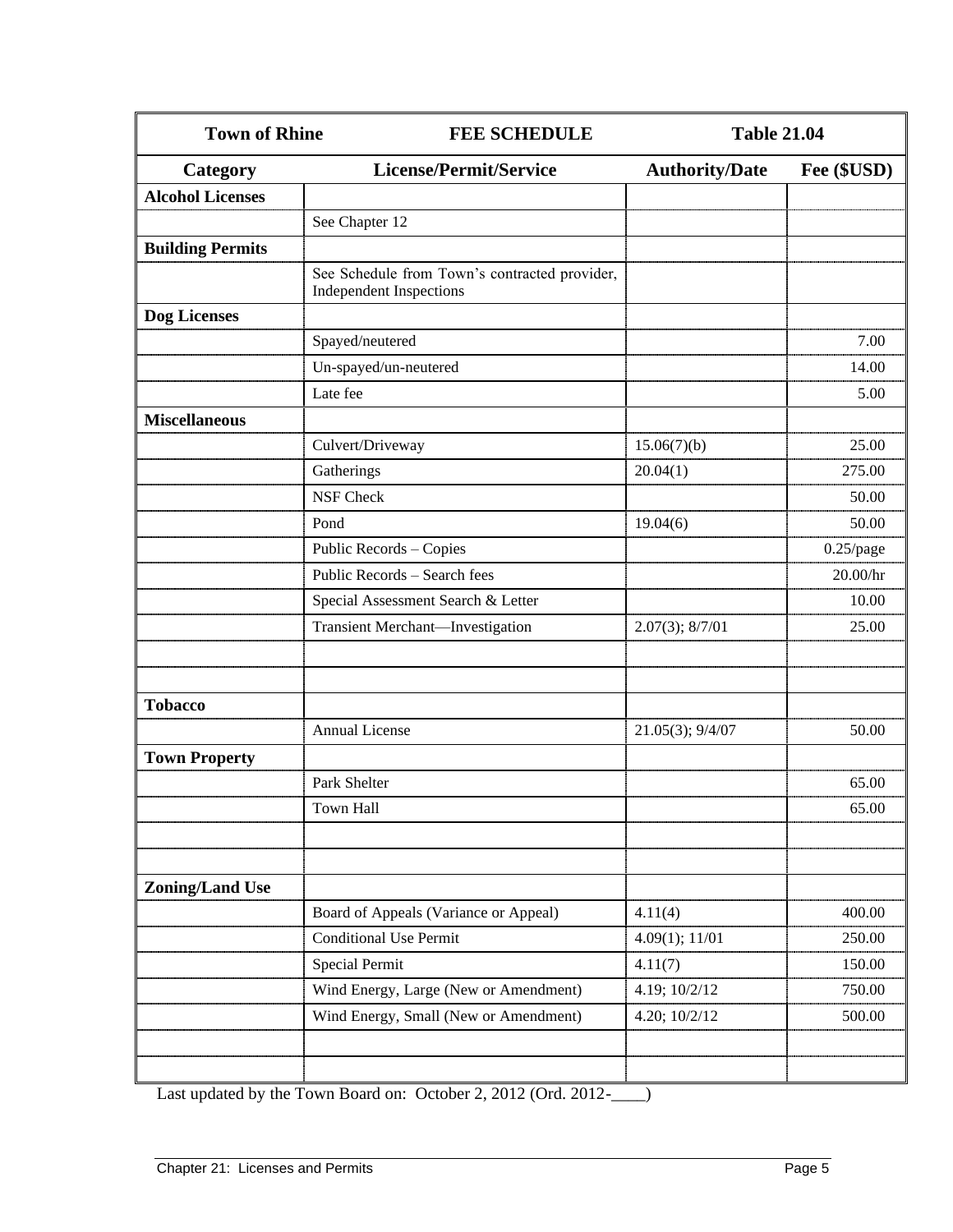| Town of Rhine | FEE SCHEDULE | Table 21.04 | |
|---|---|---|---|
| **Category** | **License/Permit/Service** | **Authority/Date** | **Fee ($USD)** |
| **Alcohol Licenses** | | | |
| | See Chapter 12 | | |
| **Building Permits** | | | |
| | See Schedule from Town's contracted provider, Independent Inspections | | |
| **Dog Licenses** | | | |
| | Spayed/neutered | | 7.00 |
| | Un-spayed/un-neutered | | 14.00 |
| | Late fee | | 5.00 |
| **Miscellaneous** | | | |
| | Culvert/Driveway | 15.06(7)(b) | 25.00 |
| | Gatherings | 20.04(1) | 275.00 |
| | NSF Check | | 50.00 |
| | Pond | 19.04(6) | 50.00 |
| | Public Records – Copies | | 0.25/page |
| | Public Records – Search fees | | 20.00/hr |
| | Special Assessment Search & Letter | | 10.00 |
| | Transient Merchant—Investigation | 2.07(3); 8/7/01 | 25.00 |
| | | | |
| | | | |
| **Tobacco** | | | |
| | Annual License | 21.05(3); 9/4/07 | 50.00 |
| **Town Property** | | | |
| | Park Shelter | | 65.00 |
| | Town Hall | | 65.00 |
| | | | |
| | | | |
| **Zoning/Land Use** | | | |
| | Board of Appeals (Variance or Appeal) | 4.11(4) | 400.00 |
| | Conditional Use Permit | 4.09(1); 11/01 | 250.00 |
| | Special Permit | 4.11(7) | 150.00 |
| | Wind Energy, Large (New or Amendment) | 4.19; 10/2/12 | 750.00 |
| | Wind Energy, Small (New or Amendment) | 4.20; 10/2/12 | 500.00 |
| | | | |
| | | | |

Last updated by the Town Board on: October 2, 2012 (Ord. 2012-____)